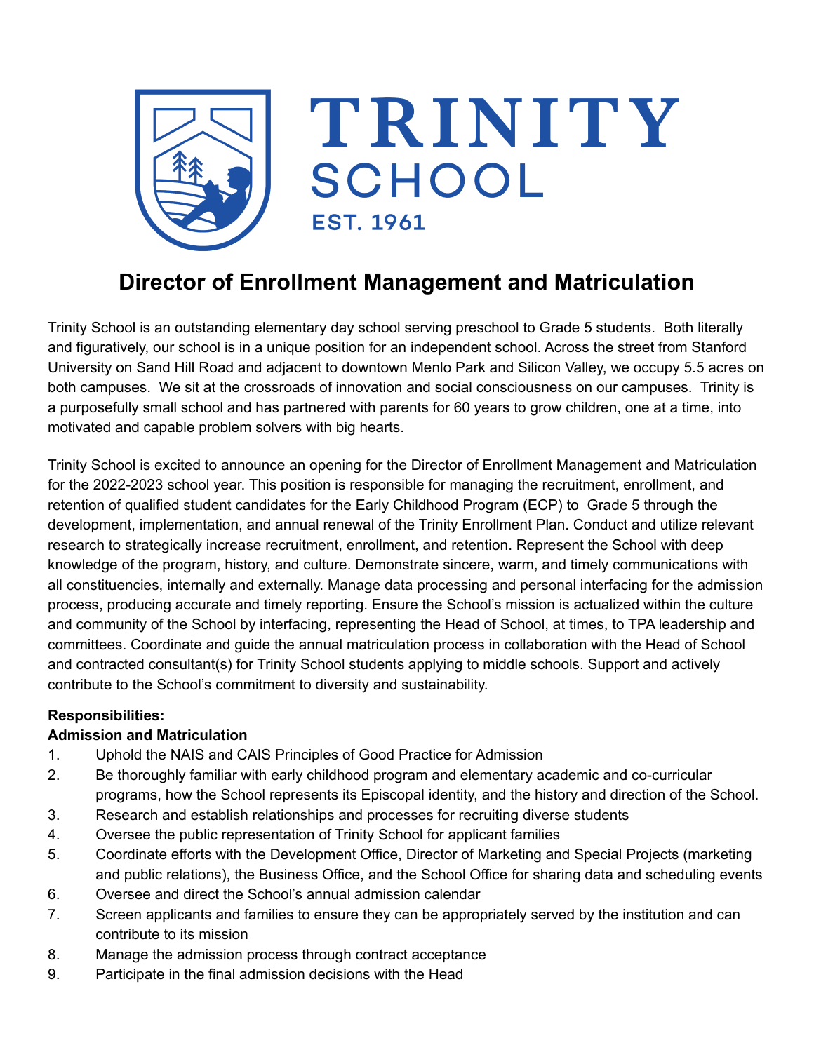TRINITY SCHOOL

EST. 1961

# Director of Enrollment Management and Matriculation

Trinity School is an outstanding elementary day school serving preschool to Grade 5 students. Both literally and figuratively, our school is in a unique position for an independent school. Across the street from Stanford University on Sand Hill Road and adjacent to downtown Menlo Park and Silicon Valley, we occupy 5.5 acres on both campuses. We sit at the crossroads of innovation and social consciousness on our campuses. Trinity is a purposefully small school and has partnered with parents for 60 years to grow children, one at a time, into motivated and capable problem solvers with big hearts.

Trinity School is excited to announce an opening for the Director of Enrollment Management and Matriculation for the 2022-2023 school year. This position is responsible for managing the recruitment, enrollment, and retention of qualified student candidates for the Early Childhood Program (ECP) to Grade 5 through the development, implementation, and annual renewal of the Trinity Enrollment Plan. Conduct and utilize relevant research to strategically increase recruitment, enrollment, and retention. Represent the School with deep knowledge of the program, history, and culture. Demonstrate sincere, warm, and timely communications with all constituencies, internally and externally. Manage data processing and personal interfacing for the admission process, producing accurate and timely reporting. Ensure the School's mission is actualized within the culture and community of the School by interfacing, representing the Head of School, at times, to TPA leadership and committees. Coordinate and guide the annual matriculation process in collaboration with the Head of School and contracted consultant(s) for Trinity School students applying to middle schools. Support and actively contribute to the School's commitment to diversity and sustainability.

**Responsibilities:**

**Admission and Matriculation**

1. Uphold the NAIS and CAIS Principles of Good Practice for Admission
2. Be thoroughly familiar with early childhood program and elementary academic and co-curricular programs, how the School represents its Episcopal identity, and the history and direction of the School.
3. Research and establish relationships and processes for recruiting diverse students
4. Oversee the public representation of Trinity School for applicant families
5. Coordinate efforts with the Development Office, Director of Marketing and Special Projects (marketing and public relations), the Business Office, and the School Office for sharing data and scheduling events
6. Oversee and direct the School's annual admission calendar
7. Screen applicants and families to ensure they can be appropriately served by the institution and can contribute to its mission
8. Manage the admission process through contract acceptance
9. Participate in the final admission decisions with the Head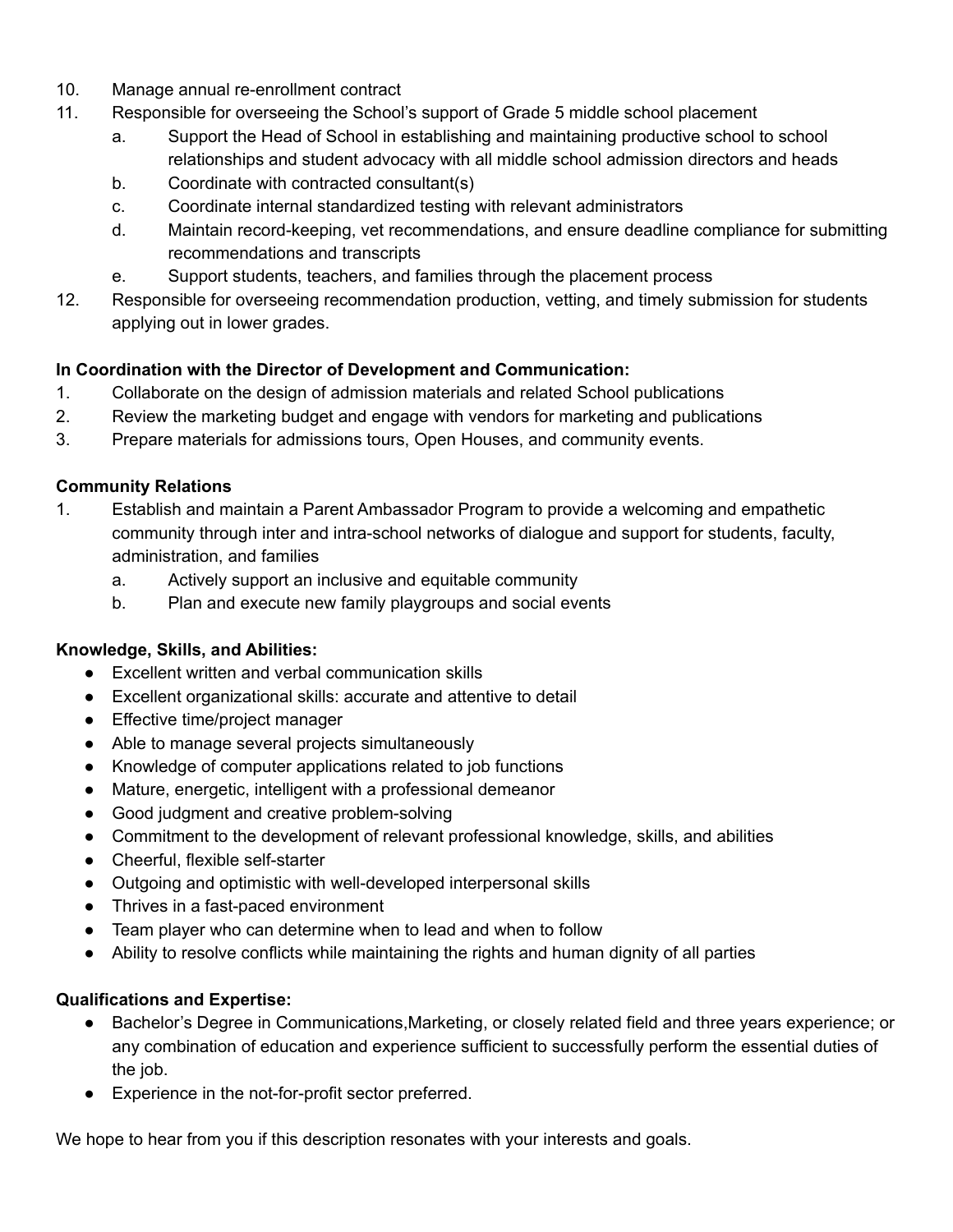10. Manage annual re-enrollment contract
11. Responsible for overseeing the School's support of Grade 5 middle school placement
    a. Support the Head of School in establishing and maintaining productive school to school relationships and student advocacy with all middle school admission directors and heads
    b. Coordinate with contracted consultant(s)
    c. Coordinate internal standardized testing with relevant administrators
    d. Maintain record-keeping, vet recommendations, and ensure deadline compliance for submitting recommendations and transcripts
    e. Support students, teachers, and families through the placement process
12. Responsible for overseeing recommendation production, vetting, and timely submission for students applying out in lower grades.

**In Coordination with the Director of Development and Communication:**

1. Collaborate on the design of admission materials and related School publications
2. Review the marketing budget and engage with vendors for marketing and publications
3. Prepare materials for admissions tours, Open Houses, and community events.

**Community Relations**

1. Establish and maintain a Parent Ambassador Program to provide a welcoming and empathetic community through inter and intra-school networks of dialogue and support for students, faculty, administration, and families
    a. Actively support an inclusive and equitable community
    b. Plan and execute new family playgroups and social events

**Knowledge, Skills, and Abilities:**

- Excellent written and verbal communication skills
- Excellent organizational skills: accurate and attentive to detail
- Effective time/project manager
- Able to manage several projects simultaneously
- Knowledge of computer applications related to job functions
- Mature, energetic, intelligent with a professional demeanor
- Good judgment and creative problem-solving
- Commitment to the development of relevant professional knowledge, skills, and abilities
- Cheerful, flexible self-starter
- Outgoing and optimistic with well-developed interpersonal skills
- Thrives in a fast-paced environment
- Team player who can determine when to lead and when to follow
- Ability to resolve conflicts while maintaining the rights and human dignity of all parties

**Qualifications and Expertise:**

- Bachelor's Degree in Communications,Marketing, or closely related field and three years experience; or any combination of education and experience sufficient to successfully perform the essential duties of the job.
- Experience in the not-for-profit sector preferred.

We hope to hear from you if this description resonates with your interests and goals.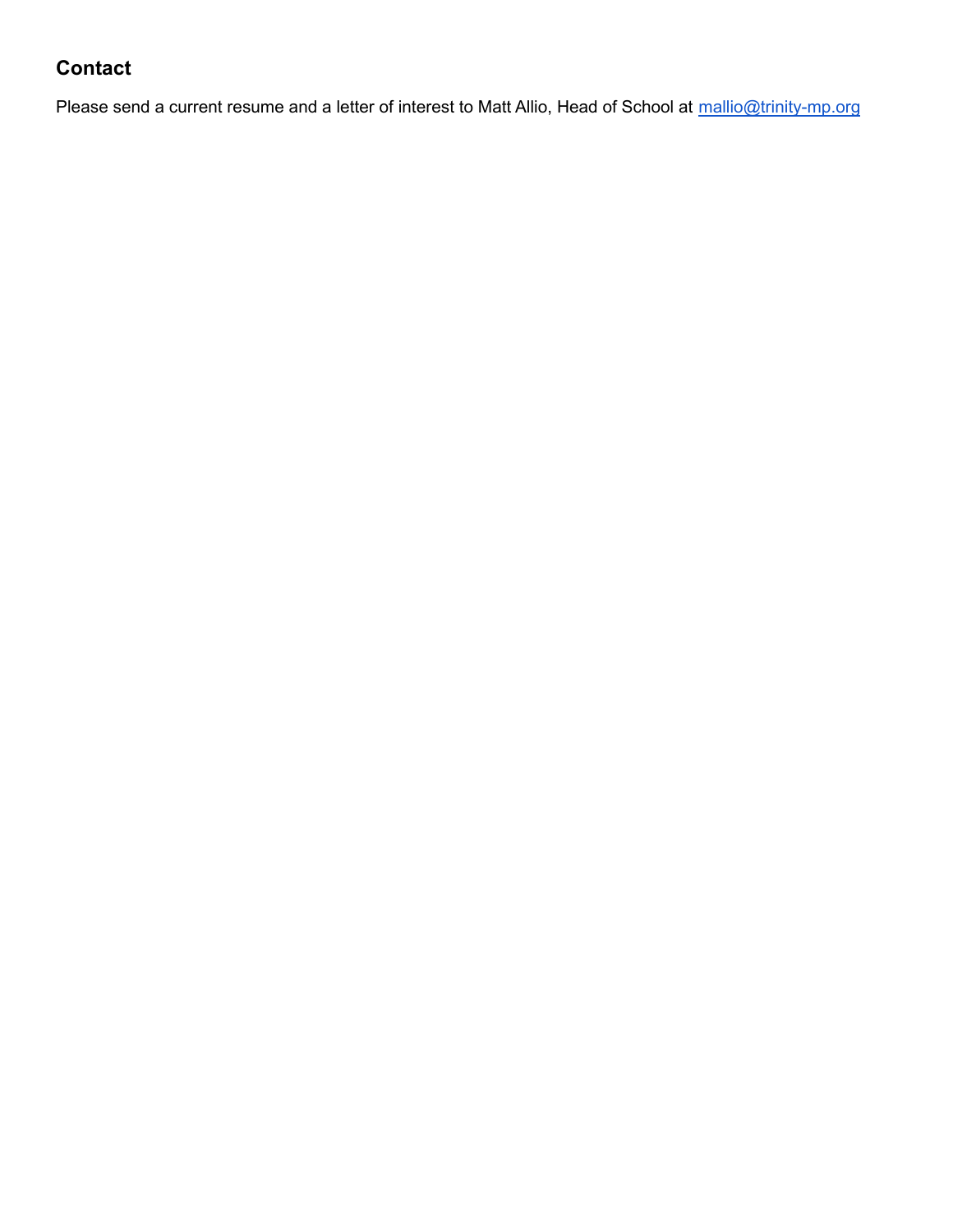### Contact

Please send a current resume and a letter of interest to Matt Allio, Head of School at mallio@trinity-mp.org